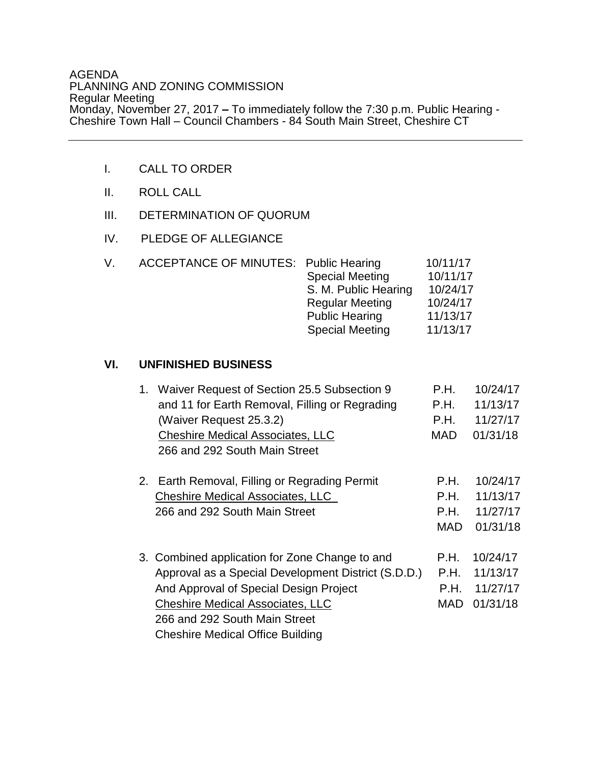AGENDA
PLANNING AND ZONING COMMISSION
Regular Meeting
Monday, November 27, 2017 **–** To immediately follow the 7:30 p.m. Public Hearing - Cheshire Town Hall – Council Chambers - 84 South Main Street, Cheshire CT

---

I. CALL TO ORDER

II. ROLL CALL

III. DETERMINATION OF QUORUM

IV. PLEDGE OF ALLEGIANCE

V. ACCEPTANCE OF MINUTES:

| | |
|---|---|
| Public Hearing | 10/11/17 |
| Special Meeting | 10/11/17 |
| S. M. Public Hearing | 10/24/17 |
| Regular Meeting | 10/24/17 |
| Public Hearing | 11/13/17 |
| Special Meeting | 11/13/17 |

## VI. UNFINISHED BUSINESS

1. Waiver Request of Section 25.5 Subsection 9 and 11 for Earth Removal, Filling or Regrading (Waiver Request 25.3.2)
   <u>Cheshire Medical Associates, LLC</u>
   266 and 292 South Main Street

   | | |
   |---|---|
   | P.H. | 10/24/17 |
   | P.H. | 11/13/17 |
   | P.H. | 11/27/17 |
   | MAD | 01/31/18 |

2. Earth Removal, Filling or Regrading Permit
   <u>Cheshire Medical Associates, LLC</u>
   266 and 292 South Main Street

   | | |
   |---|---|
   | P.H. | 10/24/17 |
   | P.H. | 11/13/17 |
   | P.H. | 11/27/17 |
   | MAD | 01/31/18 |

3. Combined application for Zone Change to and Approval as a Special Development District (S.D.D.) And Approval of Special Design Project
   <u>Cheshire Medical Associates, LLC</u>
   266 and 292 South Main Street
   Cheshire Medical Office Building

   | | |
   |---|---|
   | P.H. | 10/24/17 |
   | P.H. | 11/13/17 |
   | P.H. | 11/27/17 |
   | MAD | 01/31/18 |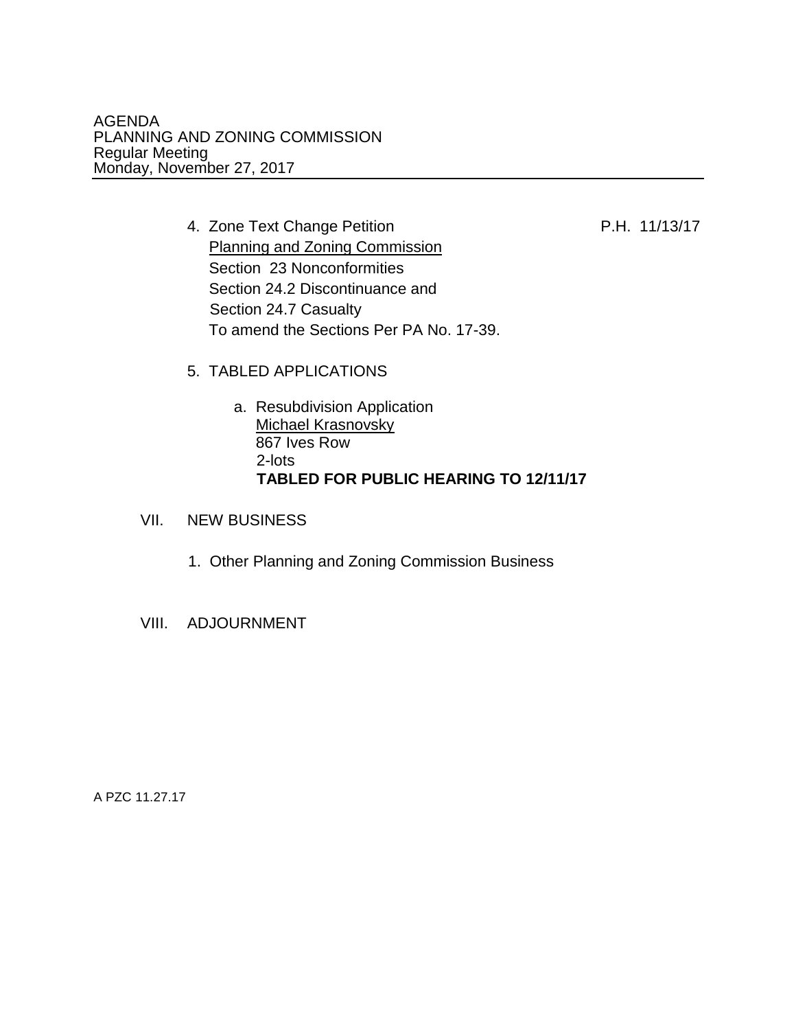AGENDA
PLANNING AND ZONING COMMISSION
Regular Meeting
Monday, November 27, 2017

4. Zone Text Change Petition P.H. 11/13/17
   Planning and Zoning Commission
   Section 23 Nonconformities
   Section 24.2 Discontinuance and
   Section 24.7 Casualty
   To amend the Sections Per PA No. 17-39.

5. TABLED APPLICATIONS

   a. Resubdivision Application
      Michael Krasnovsky
      867 Ives Row
      2-lots
      **TABLED FOR PUBLIC HEARING TO 12/11/17**

VII. NEW BUSINESS

1. Other Planning and Zoning Commission Business

VIII. ADJOURNMENT

A PZC 11.27.17